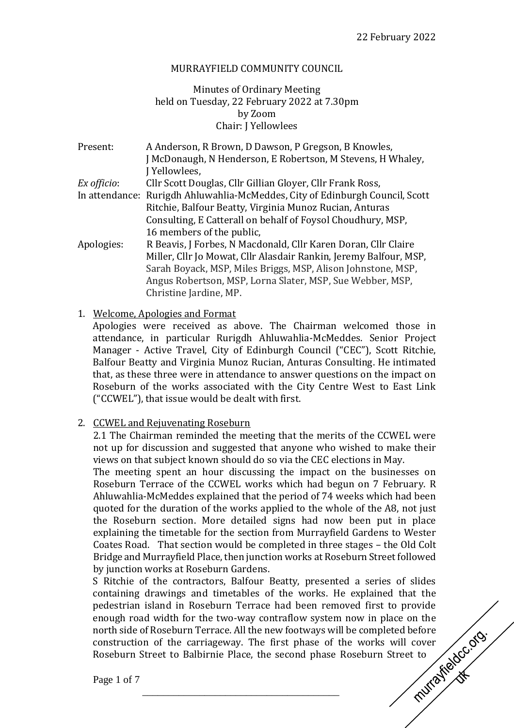22 February 2022

# MURRAYFIELD COMMUNITY COUNCIL

Minutes of Ordinary Meeting
held on Tuesday, 22 February 2022 at 7.30pm
by Zoom
Chair: J Yellowlees

| | |
|---|---|
| Present: | A Anderson, R Brown, D Dawson, P Gregson, B Knowles, J McDonaugh, N Henderson, E Robertson, M Stevens, H Whaley, J Yellowlees, |
| *Ex officio*: | Cllr Scott Douglas, Cllr Gillian Gloyer, Cllr Frank Ross, |
| In attendance: | Rurigdh Ahluwahlia-McMeddes, City of Edinburgh Council, Scott Ritchie, Balfour Beatty, Virginia Munoz Rucian, Anturas Consulting, E Catterall on behalf of Foysol Choudhury, MSP, 16 members of the public, |
| Apologies: | R Beavis, J Forbes, N Macdonald, Cllr Karen Doran, Cllr Claire Miller, Cllr Jo Mowat, Cllr Alasdair Rankin, Jeremy Balfour, MSP, Sarah Boyack, MSP, Miles Briggs, MSP, Alison Johnstone, MSP, Angus Robertson, MSP, Lorna Slater, MSP, Sue Webber, MSP, Christine Jardine, MP. |

1. Welcome, Apologies and Format

   Apologies were received as above. The Chairman welcomed those in attendance, in particular Rurigdh Ahluwahlia-McMeddes. Senior Project Manager - Active Travel, City of Edinburgh Council ("CEC"), Scott Ritchie, Balfour Beatty and Virginia Munoz Rucian, Anturas Consulting. He intimated that, as these three were in attendance to answer questions on the impact on Roseburn of the works associated with the City Centre West to East Link ("CCWEL"), that issue would be dealt with first.

2. CCWEL and Rejuvenating Roseburn

   2.1 The Chairman reminded the meeting that the merits of the CCWEL were not up for discussion and suggested that anyone who wished to make their views on that subject known should do so via the CEC elections in May.

   The meeting spent an hour discussing the impact on the businesses on Roseburn Terrace of the CCWEL works which had begun on 7 February. R Ahluwahlia-McMeddes explained that the period of 74 weeks which had been quoted for the duration of the works applied to the whole of the A8, not just the Roseburn section. More detailed signs had now been put in place explaining the timetable for the section from Murrayfield Gardens to Wester Coates Road. That section would be completed in three stages – the Old Colt Bridge and Murrayfield Place, then junction works at Roseburn Street followed by junction works at Roseburn Gardens.

   S Ritchie of the contractors, Balfour Beatty, presented a series of slides containing drawings and timetables of the works. He explained that the pedestrian island in Roseburn Terrace had been removed first to provide enough road width for the two-way contraflow system now in place on the north side of Roseburn Terrace. All the new footways will be completed before construction of the carriageway. The first phase of the works will cover Roseburn Street to Balbirnie Place, the second phase Roseburn Street to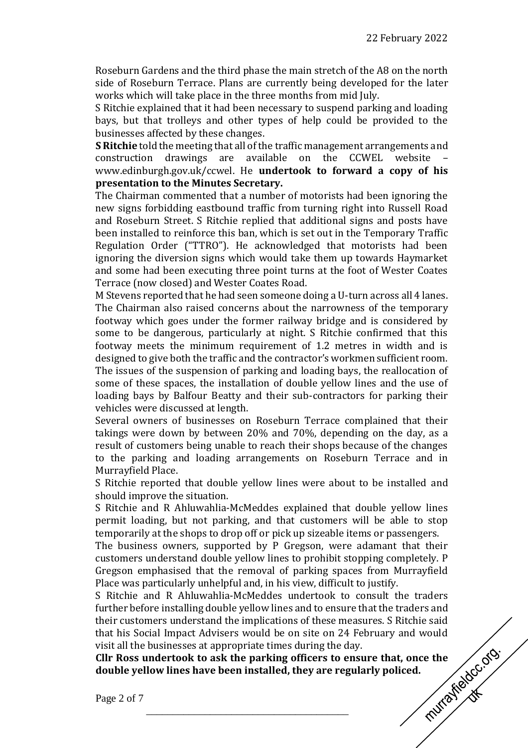Roseburn Gardens and the third phase the main stretch of the A8 on the north side of Roseburn Terrace. Plans are currently being developed for the later works which will take place in the three months from mid July.

S Ritchie explained that it had been necessary to suspend parking and loading bays, but that trolleys and other types of help could be provided to the businesses affected by these changes.

**S Ritchie** told the meeting that all of the traffic management arrangements and construction drawings are available on the CCWEL website – www.edinburgh.gov.uk/ccwel. He **undertook to forward a copy of his presentation to the Minutes Secretary.**

The Chairman commented that a number of motorists had been ignoring the new signs forbidding eastbound traffic from turning right into Russell Road and Roseburn Street. S Ritchie replied that additional signs and posts have been installed to reinforce this ban, which is set out in the Temporary Traffic Regulation Order ("TTRO"). He acknowledged that motorists had been ignoring the diversion signs which would take them up towards Haymarket and some had been executing three point turns at the foot of Wester Coates Terrace (now closed) and Wester Coates Road.

M Stevens reported that he had seen someone doing a U-turn across all 4 lanes.

The Chairman also raised concerns about the narrowness of the temporary footway which goes under the former railway bridge and is considered by some to be dangerous, particularly at night. S Ritchie confirmed that this footway meets the minimum requirement of 1.2 metres in width and is designed to give both the traffic and the contractor's workmen sufficient room.

The issues of the suspension of parking and loading bays, the reallocation of some of these spaces, the installation of double yellow lines and the use of loading bays by Balfour Beatty and their sub-contractors for parking their vehicles were discussed at length.

Several owners of businesses on Roseburn Terrace complained that their takings were down by between 20% and 70%, depending on the day, as a result of customers being unable to reach their shops because of the changes to the parking and loading arrangements on Roseburn Terrace and in Murrayfield Place.

S Ritchie reported that double yellow lines were about to be installed and should improve the situation.

S Ritchie and R Ahluwahlia-McMeddes explained that double yellow lines permit loading, but not parking, and that customers will be able to stop temporarily at the shops to drop off or pick up sizeable items or passengers.

The business owners, supported by P Gregson, were adamant that their customers understand double yellow lines to prohibit stopping completely. P Gregson emphasised that the removal of parking spaces from Murrayfield Place was particularly unhelpful and, in his view, difficult to justify.

S Ritchie and R Ahluwahlia-McMeddes undertook to consult the traders further before installing double yellow lines and to ensure that the traders and their customers understand the implications of these measures. S Ritchie said that his Social Impact Advisers would be on site on 24 February and would visit all the businesses at appropriate times during the day.

**Cllr Ross undertook to ask the parking officers to ensure that, once the double yellow lines have been installed, they are regularly policed.**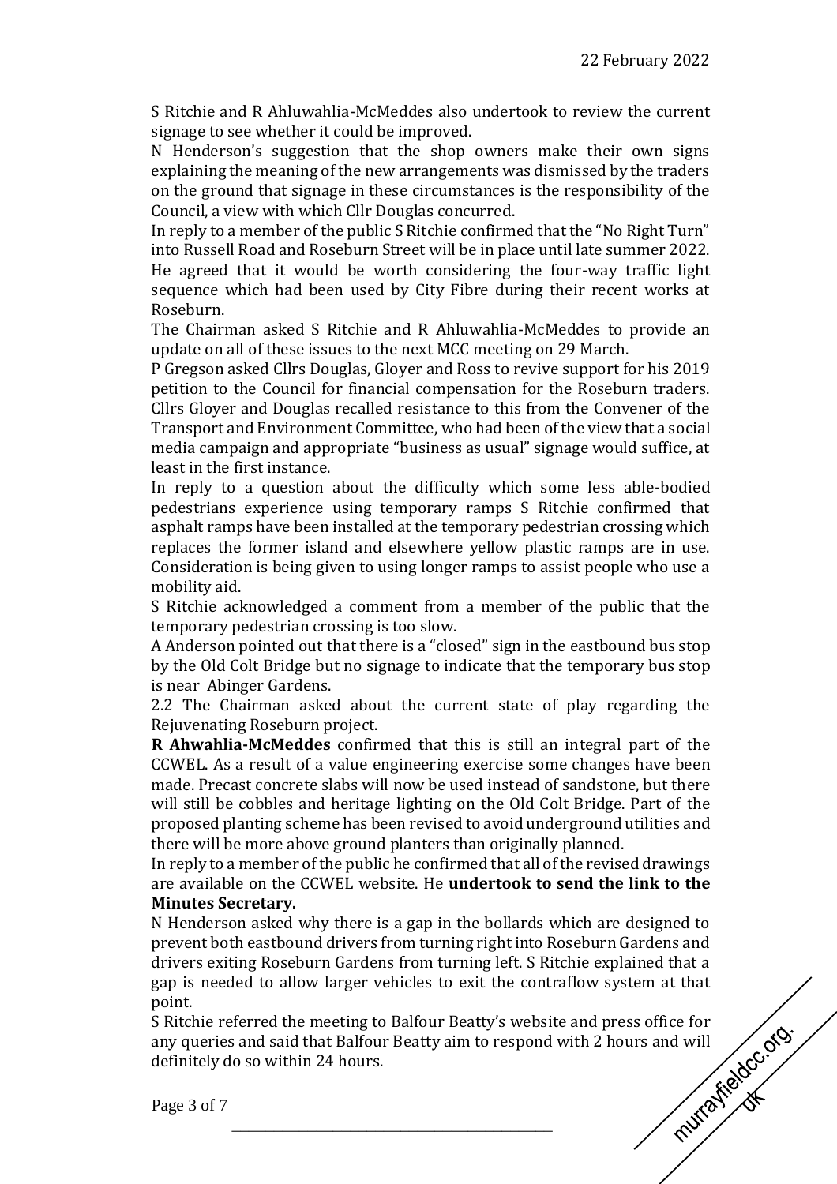S Ritchie and R Ahluwahlia-McMeddes also undertook to review the current signage to see whether it could be improved.

N Henderson's suggestion that the shop owners make their own signs explaining the meaning of the new arrangements was dismissed by the traders on the ground that signage in these circumstances is the responsibility of the Council, a view with which Cllr Douglas concurred.

In reply to a member of the public S Ritchie confirmed that the "No Right Turn" into Russell Road and Roseburn Street will be in place until late summer 2022. He agreed that it would be worth considering the four-way traffic light sequence which had been used by City Fibre during their recent works at Roseburn.

The Chairman asked S Ritchie and R Ahluwahlia-McMeddes to provide an update on all of these issues to the next MCC meeting on 29 March.

P Gregson asked Cllrs Douglas, Gloyer and Ross to revive support for his 2019 petition to the Council for financial compensation for the Roseburn traders. Cllrs Gloyer and Douglas recalled resistance to this from the Convener of the Transport and Environment Committee, who had been of the view that a social media campaign and appropriate "business as usual" signage would suffice, at least in the first instance.

In reply to a question about the difficulty which some less able-bodied pedestrians experience using temporary ramps S Ritchie confirmed that asphalt ramps have been installed at the temporary pedestrian crossing which replaces the former island and elsewhere yellow plastic ramps are in use. Consideration is being given to using longer ramps to assist people who use a mobility aid.

S Ritchie acknowledged a comment from a member of the public that the temporary pedestrian crossing is too slow.

A Anderson pointed out that there is a "closed" sign in the eastbound bus stop by the Old Colt Bridge but no signage to indicate that the temporary bus stop is near Abinger Gardens.

2.2 The Chairman asked about the current state of play regarding the Rejuvenating Roseburn project.

**R Ahwahlia-McMeddes** confirmed that this is still an integral part of the CCWEL. As a result of a value engineering exercise some changes have been made. Precast concrete slabs will now be used instead of sandstone, but there will still be cobbles and heritage lighting on the Old Colt Bridge. Part of the proposed planting scheme has been revised to avoid underground utilities and there will be more above ground planters than originally planned.

In reply to a member of the public he confirmed that all of the revised drawings are available on the CCWEL website. He **undertook to send the link to the Minutes Secretary.**

N Henderson asked why there is a gap in the bollards which are designed to prevent both eastbound drivers from turning right into Roseburn Gardens and drivers exiting Roseburn Gardens from turning left. S Ritchie explained that a gap is needed to allow larger vehicles to exit the contraflow system at that point.

S Ritchie referred the meeting to Balfour Beatty's website and press office for any queries and said that Balfour Beatty aim to respond with 2 hours and will definitely do so within 24 hours.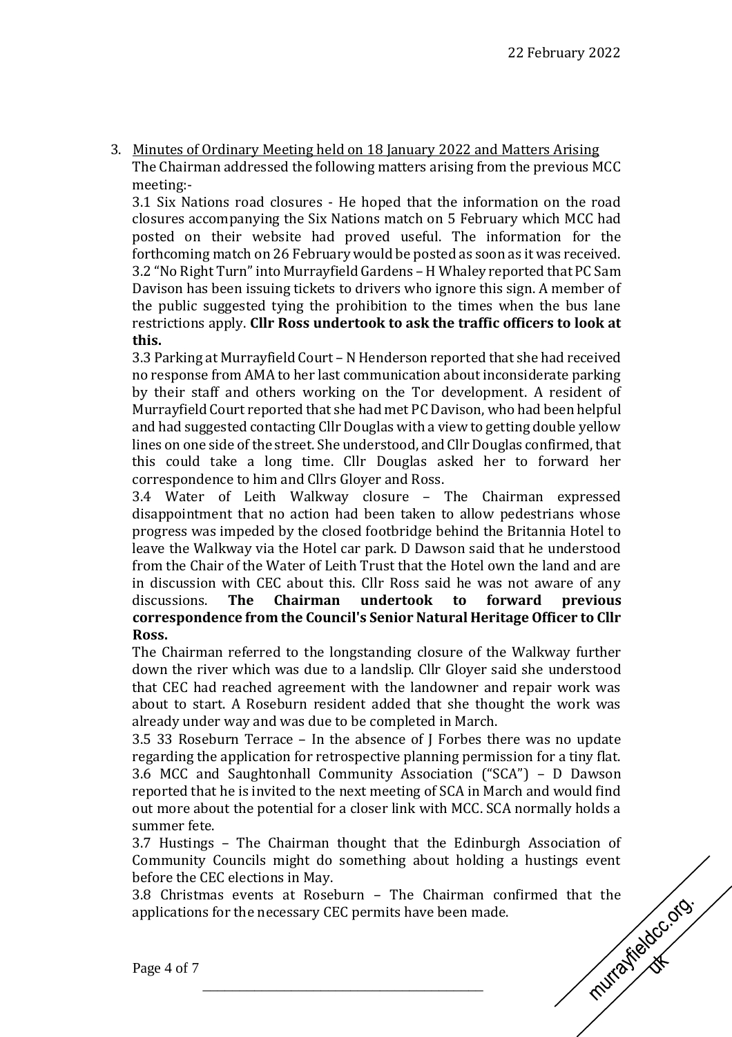3. Minutes of Ordinary Meeting held on 18 January 2022 and Matters Arising

The Chairman addressed the following matters arising from the previous MCC meeting:-

3.1 Six Nations road closures - He hoped that the information on the road closures accompanying the Six Nations match on 5 February which MCC had posted on their website had proved useful. The information for the forthcoming match on 26 February would be posted as soon as it was received.

3.2 "No Right Turn" into Murrayfield Gardens – H Whaley reported that PC Sam Davison has been issuing tickets to drivers who ignore this sign. A member of the public suggested tying the prohibition to the times when the bus lane restrictions apply. **Cllr Ross undertook to ask the traffic officers to look at this.**

3.3 Parking at Murrayfield Court – N Henderson reported that she had received no response from AMA to her last communication about inconsiderate parking by their staff and others working on the Tor development. A resident of Murrayfield Court reported that she had met PC Davison, who had been helpful and had suggested contacting Cllr Douglas with a view to getting double yellow lines on one side of the street. She understood, and Cllr Douglas confirmed, that this could take a long time. Cllr Douglas asked her to forward her correspondence to him and Cllrs Gloyer and Ross.

3.4 Water of Leith Walkway closure – The Chairman expressed disappointment that no action had been taken to allow pedestrians whose progress was impeded by the closed footbridge behind the Britannia Hotel to leave the Walkway via the Hotel car park. D Dawson said that he understood from the Chair of the Water of Leith Trust that the Hotel own the land and are in discussion with CEC about this. Cllr Ross said he was not aware of any discussions. **The Chairman undertook to forward previous correspondence from the Council's Senior Natural Heritage Officer to Cllr Ross.**

The Chairman referred to the longstanding closure of the Walkway further down the river which was due to a landslip. Cllr Gloyer said she understood that CEC had reached agreement with the landowner and repair work was about to start. A Roseburn resident added that she thought the work was already under way and was due to be completed in March.

3.5 33 Roseburn Terrace – In the absence of J Forbes there was no update regarding the application for retrospective planning permission for a tiny flat.

3.6 MCC and Saughtonhall Community Association ("SCA") – D Dawson reported that he is invited to the next meeting of SCA in March and would find out more about the potential for a closer link with MCC. SCA normally holds a summer fete.

3.7 Hustings – The Chairman thought that the Edinburgh Association of Community Councils might do something about holding a hustings event before the CEC elections in May.

3.8 Christmas events at Roseburn – The Chairman confirmed that the applications for the necessary CEC permits have been made.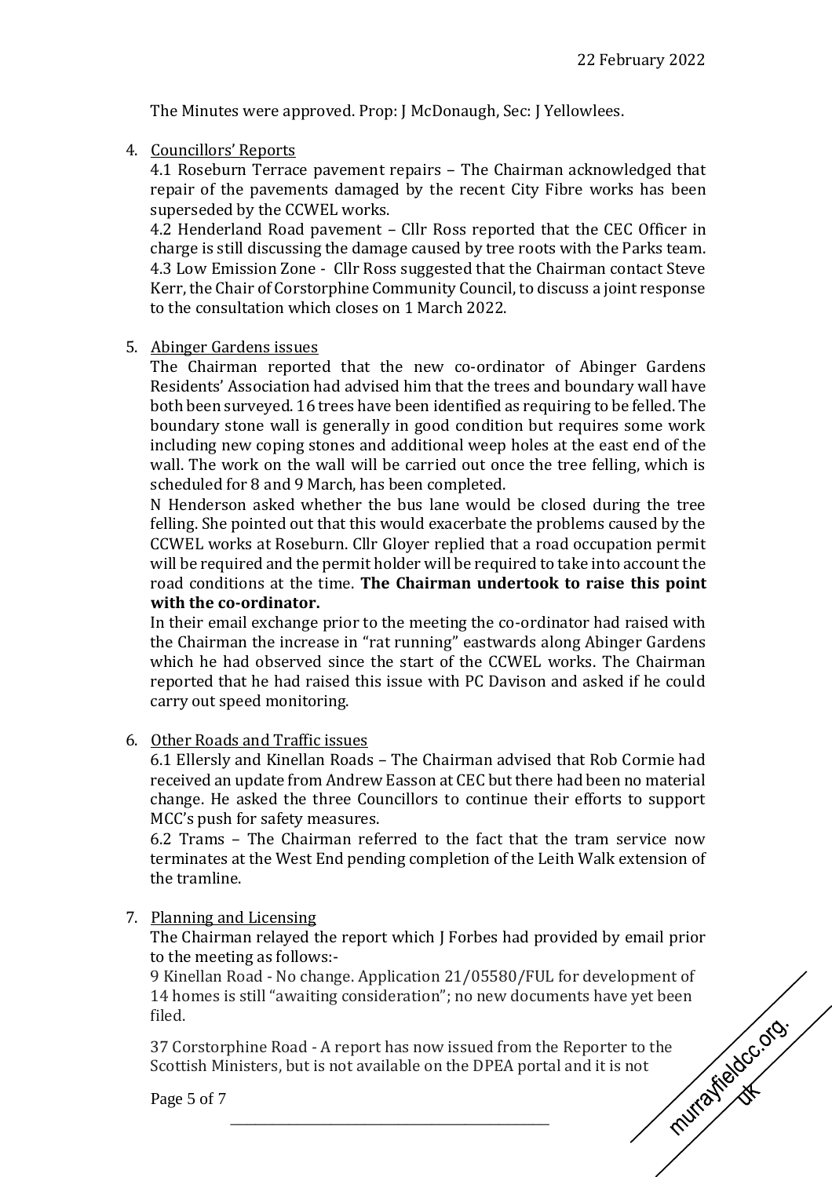The Minutes were approved. Prop: J McDonaugh, Sec: J Yellowlees.

4. Councillors' Reports

   4.1 Roseburn Terrace pavement repairs – The Chairman acknowledged that repair of the pavements damaged by the recent City Fibre works has been superseded by the CCWEL works.

   4.2 Henderland Road pavement – Cllr Ross reported that the CEC Officer in charge is still discussing the damage caused by tree roots with the Parks team.

   4.3 Low Emission Zone - Cllr Ross suggested that the Chairman contact Steve Kerr, the Chair of Corstorphine Community Council, to discuss a joint response to the consultation which closes on 1 March 2022.

5. Abinger Gardens issues

   The Chairman reported that the new co-ordinator of Abinger Gardens Residents' Association had advised him that the trees and boundary wall have both been surveyed. 16 trees have been identified as requiring to be felled. The boundary stone wall is generally in good condition but requires some work including new coping stones and additional weep holes at the east end of the wall. The work on the wall will be carried out once the tree felling, which is scheduled for 8 and 9 March, has been completed.

   N Henderson asked whether the bus lane would be closed during the tree felling. She pointed out that this would exacerbate the problems caused by the CCWEL works at Roseburn. Cllr Gloyer replied that a road occupation permit will be required and the permit holder will be required to take into account the road conditions at the time. **The Chairman undertook to raise this point with the co-ordinator.**

   In their email exchange prior to the meeting the co-ordinator had raised with the Chairman the increase in "rat running" eastwards along Abinger Gardens which he had observed since the start of the CCWEL works. The Chairman reported that he had raised this issue with PC Davison and asked if he could carry out speed monitoring.

6. Other Roads and Traffic issues

   6.1 Ellersly and Kinellan Roads – The Chairman advised that Rob Cormie had received an update from Andrew Easson at CEC but there had been no material change. He asked the three Councillors to continue their efforts to support MCC's push for safety measures.

   6.2 Trams – The Chairman referred to the fact that the tram service now terminates at the West End pending completion of the Leith Walk extension of the tramline.

7. Planning and Licensing

   The Chairman relayed the report which J Forbes had provided by email prior to the meeting as follows:-

   9 Kinellan Road - No change. Application 21/05580/FUL for development of 14 homes is still "awaiting consideration"; no new documents have yet been filed.

   37 Corstorphine Road - A report has now issued from the Reporter to the Scottish Ministers, but is not available on the DPEA portal and it is not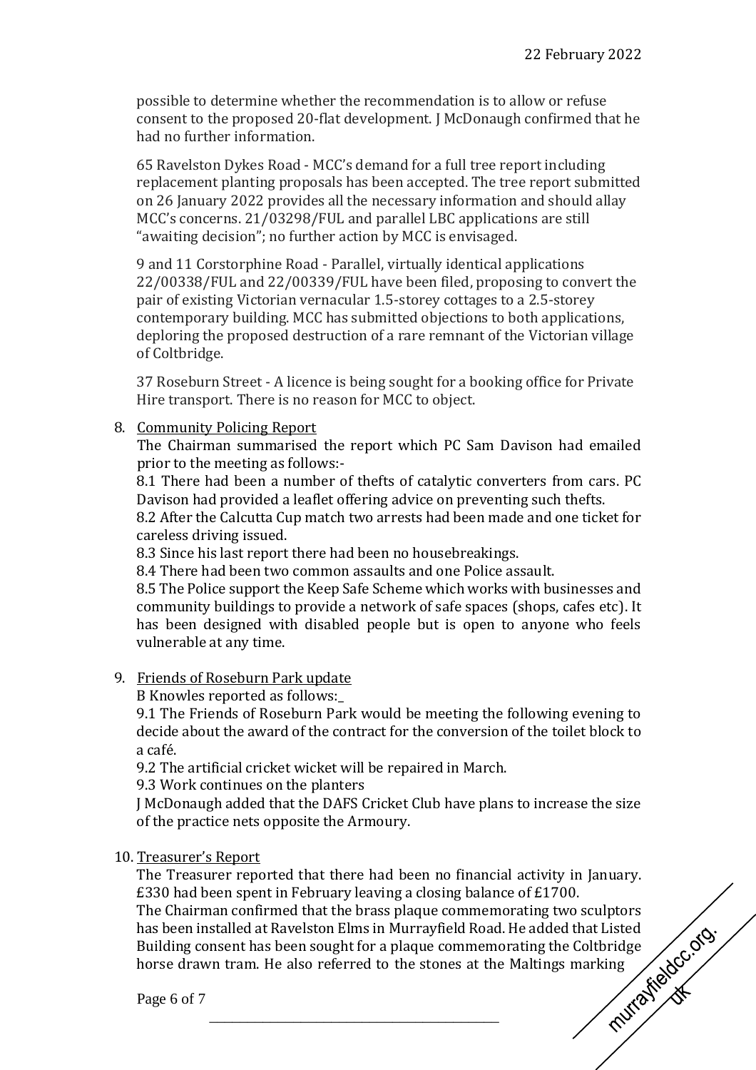possible to determine whether the recommendation is to allow or refuse consent to the proposed 20-flat development. J McDonaugh confirmed that he had no further information.

65 Ravelston Dykes Road - MCC's demand for a full tree report including replacement planting proposals has been accepted. The tree report submitted on 26 January 2022 provides all the necessary information and should allay MCC's concerns. 21/03298/FUL and parallel LBC applications are still "awaiting decision"; no further action by MCC is envisaged.

9 and 11 Corstorphine Road - Parallel, virtually identical applications 22/00338/FUL and 22/00339/FUL have been filed, proposing to convert the pair of existing Victorian vernacular 1.5-storey cottages to a 2.5-storey contemporary building. MCC has submitted objections to both applications, deploring the proposed destruction of a rare remnant of the Victorian village of Coltbridge.

37 Roseburn Street - A licence is being sought for a booking office for Private Hire transport. There is no reason for MCC to object.

8. Community Policing Report

   The Chairman summarised the report which PC Sam Davison had emailed prior to the meeting as follows:-

   8.1 There had been a number of thefts of catalytic converters from cars. PC Davison had provided a leaflet offering advice on preventing such thefts.

   8.2 After the Calcutta Cup match two arrests had been made and one ticket for careless driving issued.

   8.3 Since his last report there had been no housebreakings.

   8.4 There had been two common assaults and one Police assault.

   8.5 The Police support the Keep Safe Scheme which works with businesses and community buildings to provide a network of safe spaces (shops, cafes etc). It has been designed with disabled people but is open to anyone who feels vulnerable at any time.

9. Friends of Roseburn Park update

   B Knowles reported as follows:_

   9.1 The Friends of Roseburn Park would be meeting the following evening to decide about the award of the contract for the conversion of the toilet block to a café.

   9.2 The artificial cricket wicket will be repaired in March.

   9.3 Work continues on the planters

   J McDonaugh added that the DAFS Cricket Club have plans to increase the size of the practice nets opposite the Armoury.

10. Treasurer's Report

    The Treasurer reported that there had been no financial activity in January. £330 had been spent in February leaving a closing balance of £1700.

    The Chairman confirmed that the brass plaque commemorating two sculptors has been installed at Ravelston Elms in Murrayfield Road. He added that Listed Building consent has been sought for a plaque commemorating the Coltbridge horse drawn tram. He also referred to the stones at the Maltings marking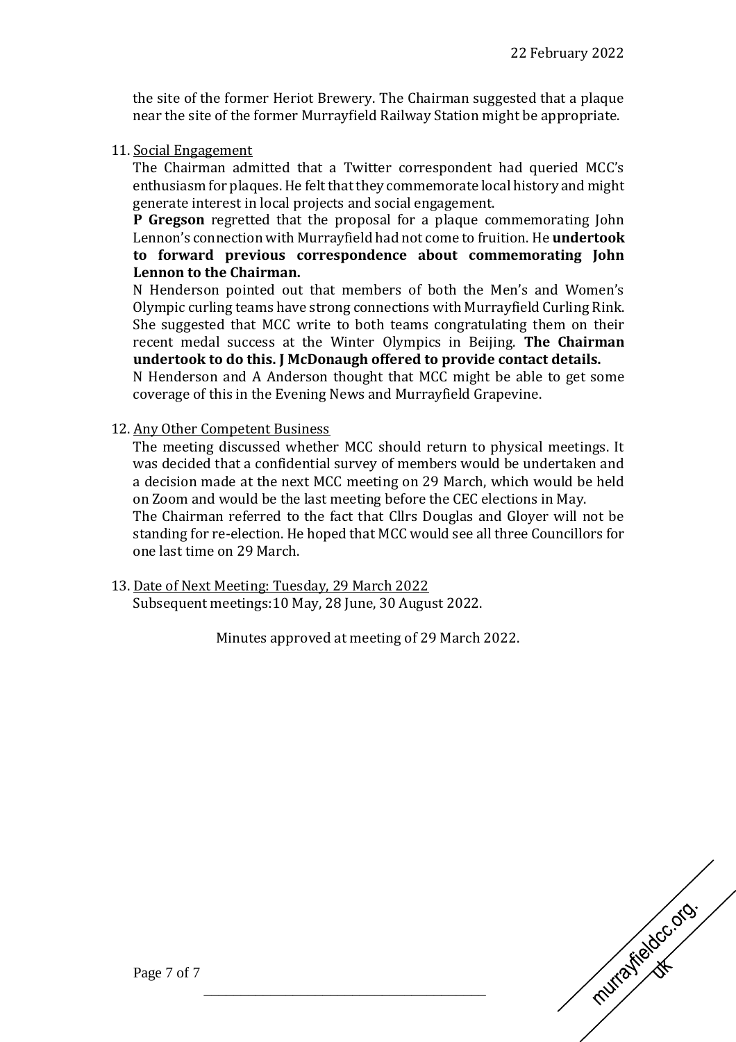the site of the former Heriot Brewery. The Chairman suggested that a plaque near the site of the former Murrayfield Railway Station might be appropriate.

11. Social Engagement

The Chairman admitted that a Twitter correspondent had queried MCC's enthusiasm for plaques. He felt that they commemorate local history and might generate interest in local projects and social engagement.

**P Gregson** regretted that the proposal for a plaque commemorating John Lennon's connection with Murrayfield had not come to fruition. He **undertook to forward previous correspondence about commemorating John Lennon to the Chairman.**

N Henderson pointed out that members of both the Men's and Women's Olympic curling teams have strong connections with Murrayfield Curling Rink. She suggested that MCC write to both teams congratulating them on their recent medal success at the Winter Olympics in Beijing. **The Chairman undertook to do this. J McDonaugh offered to provide contact details.**

N Henderson and A Anderson thought that MCC might be able to get some coverage of this in the Evening News and Murrayfield Grapevine.

12. Any Other Competent Business

The meeting discussed whether MCC should return to physical meetings. It was decided that a confidential survey of members would be undertaken and a decision made at the next MCC meeting on 29 March, which would be held on Zoom and would be the last meeting before the CEC elections in May.

The Chairman referred to the fact that Cllrs Douglas and Gloyer will not be standing for re-election. He hoped that MCC would see all three Councillors for one last time on 29 March.

13. Date of Next Meeting: Tuesday, 29 March 2022

Subsequent meetings: 10 May, 28 June, 30 August 2022.

Minutes approved at meeting of 29 March 2022.